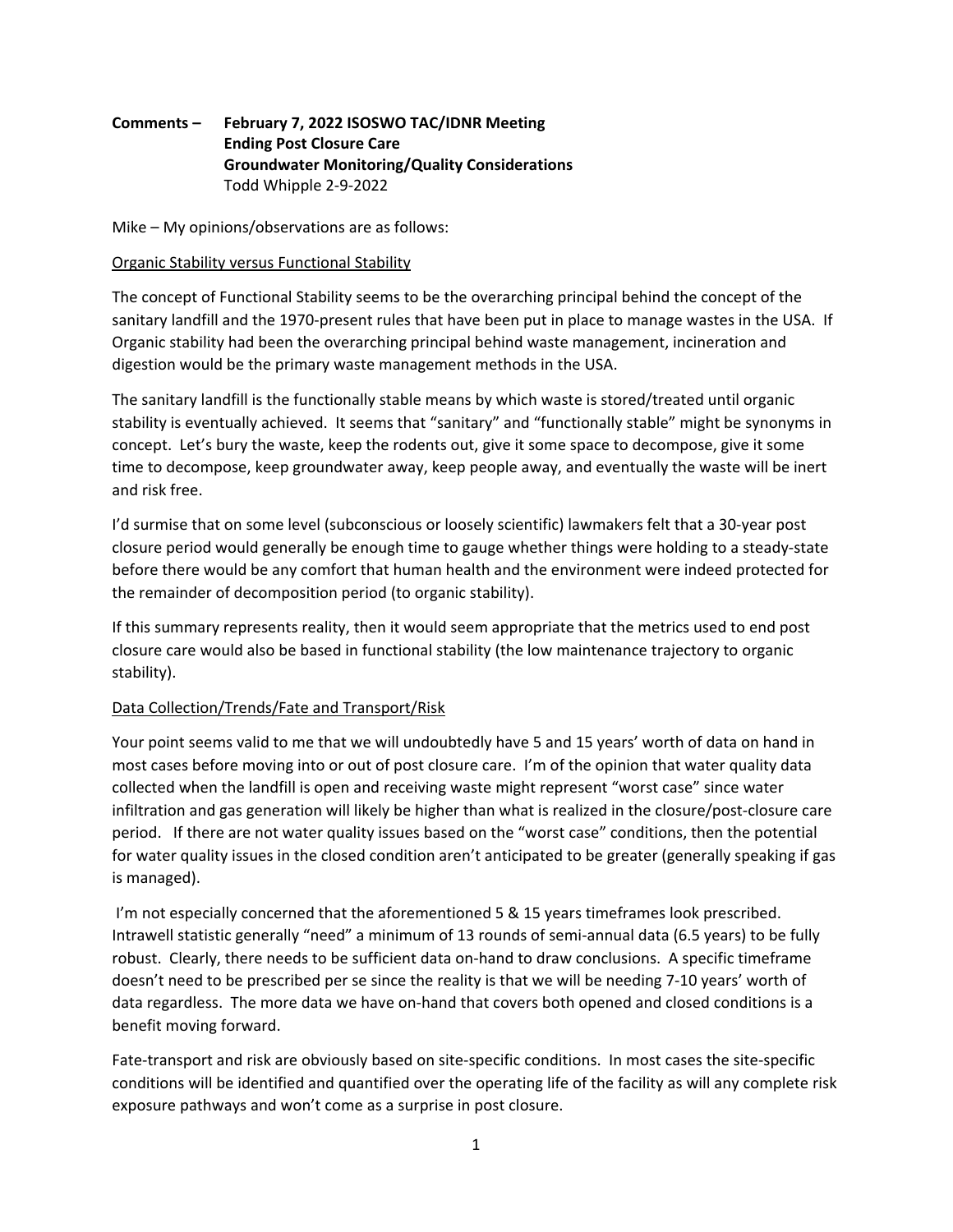**Comments – February 7, 2022 ISOSWO TAC/IDNR Meeting**
**Ending Post Closure Care**
**Groundwater Monitoring/Quality Considerations**
Todd Whipple 2-9-2022

Mike – My opinions/observations are as follows:

<u>Organic Stability versus Functional Stability</u>

The concept of Functional Stability seems to be the overarching principal behind the concept of the sanitary landfill and the 1970-present rules that have been put in place to manage wastes in the USA. If Organic stability had been the overarching principal behind waste management, incineration and digestion would be the primary waste management methods in the USA.

The sanitary landfill is the functionally stable means by which waste is stored/treated until organic stability is eventually achieved. It seems that "sanitary" and "functionally stable" might be synonyms in concept. Let's bury the waste, keep the rodents out, give it some space to decompose, give it some time to decompose, keep groundwater away, keep people away, and eventually the waste will be inert and risk free.

I'd surmise that on some level (subconscious or loosely scientific) lawmakers felt that a 30-year post closure period would generally be enough time to gauge whether things were holding to a steady-state before there would be any comfort that human health and the environment were indeed protected for the remainder of decomposition period (to organic stability).

If this summary represents reality, then it would seem appropriate that the metrics used to end post closure care would also be based in functional stability (the low maintenance trajectory to organic stability).

<u>Data Collection/Trends/Fate and Transport/Risk</u>

Your point seems valid to me that we will undoubtedly have 5 and 15 years' worth of data on hand in most cases before moving into or out of post closure care. I'm of the opinion that water quality data collected when the landfill is open and receiving waste might represent "worst case" since water infiltration and gas generation will likely be higher than what is realized in the closure/post-closure care period. If there are not water quality issues based on the "worst case" conditions, then the potential for water quality issues in the closed condition aren't anticipated to be greater (generally speaking if gas is managed).

I'm not especially concerned that the aforementioned 5 & 15 years timeframes look prescribed. Intrawell statistic generally "need" a minimum of 13 rounds of semi-annual data (6.5 years) to be fully robust. Clearly, there needs to be sufficient data on-hand to draw conclusions. A specific timeframe doesn't need to be prescribed per se since the reality is that we will be needing 7-10 years' worth of data regardless. The more data we have on-hand that covers both opened and closed conditions is a benefit moving forward.

Fate-transport and risk are obviously based on site-specific conditions. In most cases the site-specific conditions will be identified and quantified over the operating life of the facility as will any complete risk exposure pathways and won't come as a surprise in post closure.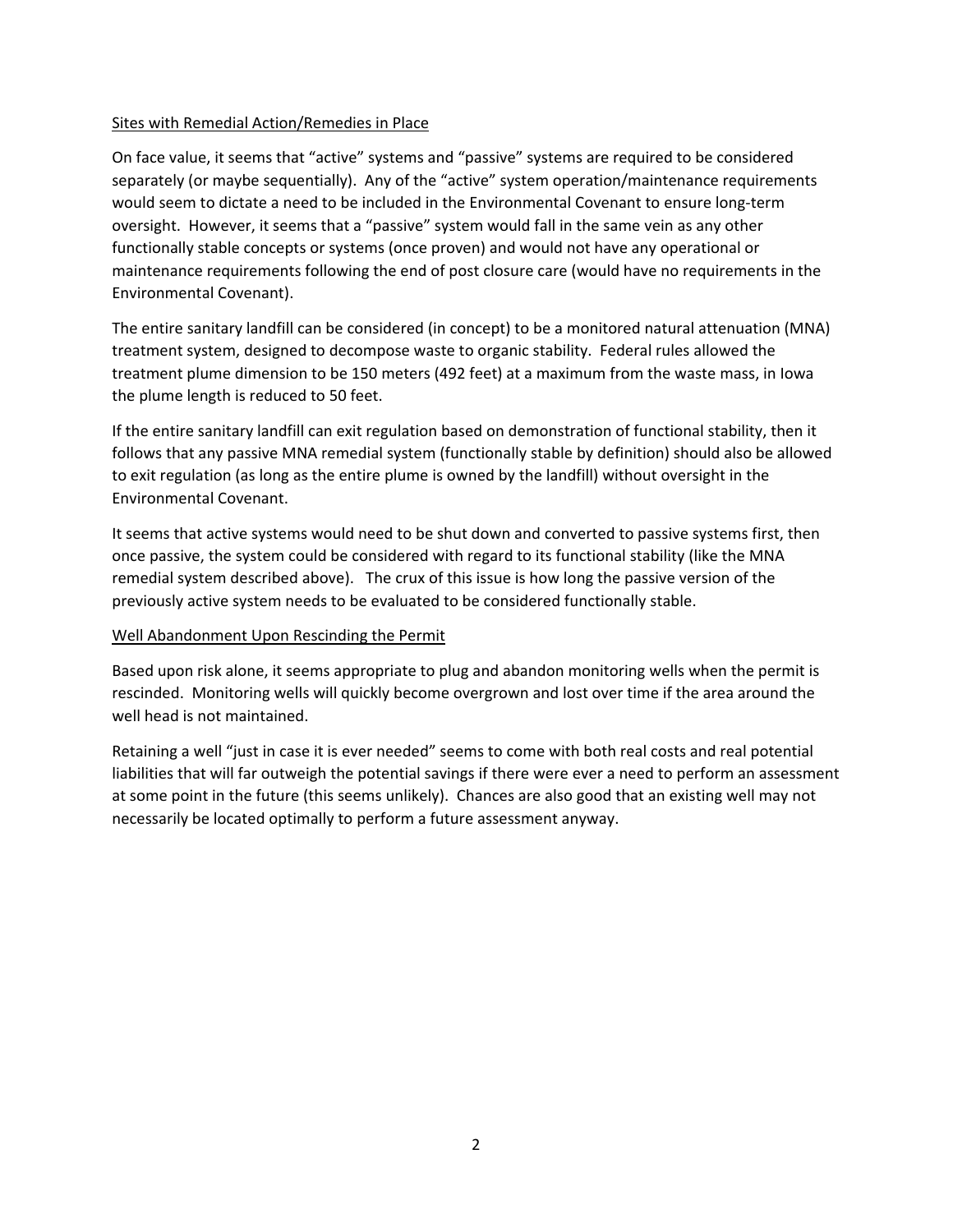Sites with Remedial Action/Remedies in Place

On face value, it seems that "active" systems and "passive" systems are required to be considered separately (or maybe sequentially). Any of the "active" system operation/maintenance requirements would seem to dictate a need to be included in the Environmental Covenant to ensure long-term oversight. However, it seems that a "passive" system would fall in the same vein as any other functionally stable concepts or systems (once proven) and would not have any operational or maintenance requirements following the end of post closure care (would have no requirements in the Environmental Covenant).

The entire sanitary landfill can be considered (in concept) to be a monitored natural attenuation (MNA) treatment system, designed to decompose waste to organic stability. Federal rules allowed the treatment plume dimension to be 150 meters (492 feet) at a maximum from the waste mass, in Iowa the plume length is reduced to 50 feet.

If the entire sanitary landfill can exit regulation based on demonstration of functional stability, then it follows that any passive MNA remedial system (functionally stable by definition) should also be allowed to exit regulation (as long as the entire plume is owned by the landfill) without oversight in the Environmental Covenant.

It seems that active systems would need to be shut down and converted to passive systems first, then once passive, the system could be considered with regard to its functional stability (like the MNA remedial system described above). The crux of this issue is how long the passive version of the previously active system needs to be evaluated to be considered functionally stable.

Well Abandonment Upon Rescinding the Permit

Based upon risk alone, it seems appropriate to plug and abandon monitoring wells when the permit is rescinded. Monitoring wells will quickly become overgrown and lost over time if the area around the well head is not maintained.

Retaining a well "just in case it is ever needed" seems to come with both real costs and real potential liabilities that will far outweigh the potential savings if there were ever a need to perform an assessment at some point in the future (this seems unlikely). Chances are also good that an existing well may not necessarily be located optimally to perform a future assessment anyway.